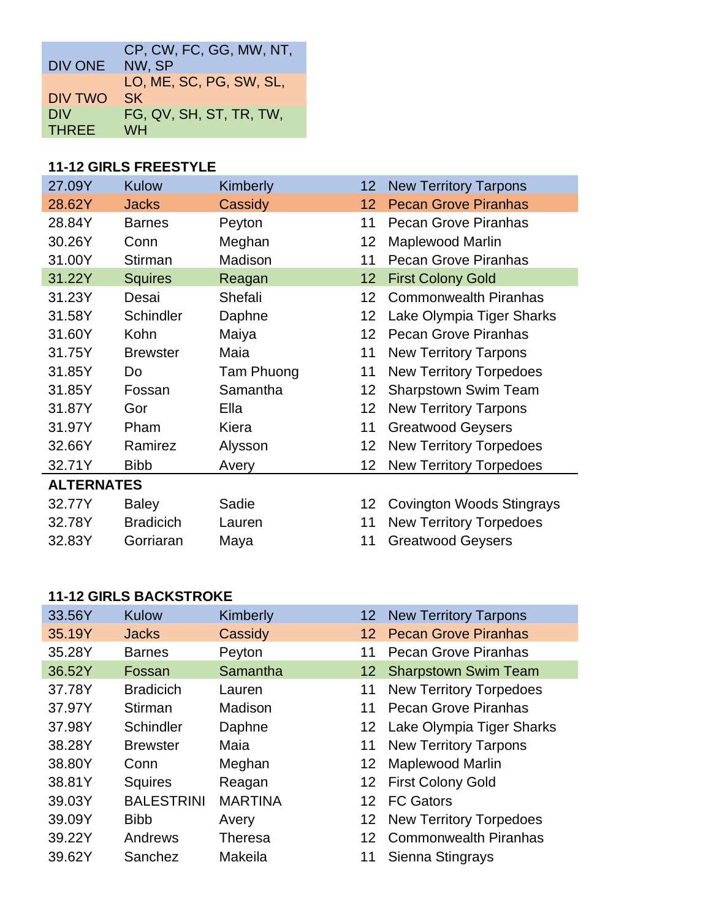| DIV ONE | CP, CW, FC, GG, MW, NT, NW, SP |
|---|---|
| DIV TWO | LO, ME, SC, PG, SW, SL, SK |
| DIV THREE | FG, QV, SH, ST, TR, TW, WH |

**11-12 GIRLS FREESTYLE**

| Time | Last | First | Age | Team |
|---|---|---|---|---|
| 27.09Y | Kulow | Kimberly | 12 | New Territory Tarpons |
| 28.62Y | Jacks | Cassidy | 12 | Pecan Grove Piranhas |
| 28.84Y | Barnes | Peyton | 11 | Pecan Grove Piranhas |
| 30.26Y | Conn | Meghan | 12 | Maplewood Marlin |
| 31.00Y | Stirman | Madison | 11 | Pecan Grove Piranhas |
| 31.22Y | Squires | Reagan | 12 | First Colony Gold |
| 31.23Y | Desai | Shefali | 12 | Commonwealth Piranhas |
| 31.58Y | Schindler | Daphne | 12 | Lake Olympia Tiger Sharks |
| 31.60Y | Kohn | Maiya | 12 | Pecan Grove Piranhas |
| 31.75Y | Brewster | Maia | 11 | New Territory Tarpons |
| 31.85Y | Do | Tam Phuong | 11 | New Territory Torpedoes |
| 31.85Y | Fossan | Samantha | 12 | Sharpstown Swim Team |
| 31.87Y | Gor | Ella | 12 | New Territory Tarpons |
| 31.97Y | Pham | Kiera | 11 | Greatwood Geysers |
| 32.66Y | Ramirez | Alysson | 12 | New Territory Torpedoes |
| 32.71Y | Bibb | Avery | 12 | New Territory Torpedoes |

**ALTERNATES**

| Time | Last | First | Age | Team |
|---|---|---|---|---|
| 32.77Y | Baley | Sadie | 12 | Covington Woods Stingrays |
| 32.78Y | Bradicich | Lauren | 11 | New Territory Torpedoes |
| 32.83Y | Gorriaran | Maya | 11 | Greatwood Geysers |

**11-12 GIRLS BACKSTROKE**

| Time | Last | First | Age | Team |
|---|---|---|---|---|
| 33.56Y | Kulow | Kimberly | 12 | New Territory Tarpons |
| 35.19Y | Jacks | Cassidy | 12 | Pecan Grove Piranhas |
| 35.28Y | Barnes | Peyton | 11 | Pecan Grove Piranhas |
| 36.52Y | Fossan | Samantha | 12 | Sharpstown Swim Team |
| 37.78Y | Bradicich | Lauren | 11 | New Territory Torpedoes |
| 37.97Y | Stirman | Madison | 11 | Pecan Grove Piranhas |
| 37.98Y | Schindler | Daphne | 12 | Lake Olympia Tiger Sharks |
| 38.28Y | Brewster | Maia | 11 | New Territory Tarpons |
| 38.80Y | Conn | Meghan | 12 | Maplewood Marlin |
| 38.81Y | Squires | Reagan | 12 | First Colony Gold |
| 39.03Y | BALESTRINI | MARTINA | 12 | FC Gators |
| 39.09Y | Bibb | Avery | 12 | New Territory Torpedoes |
| 39.22Y | Andrews | Theresa | 12 | Commonwealth Piranhas |
| 39.62Y | Sanchez | Makeila | 11 | Sienna Stingrays |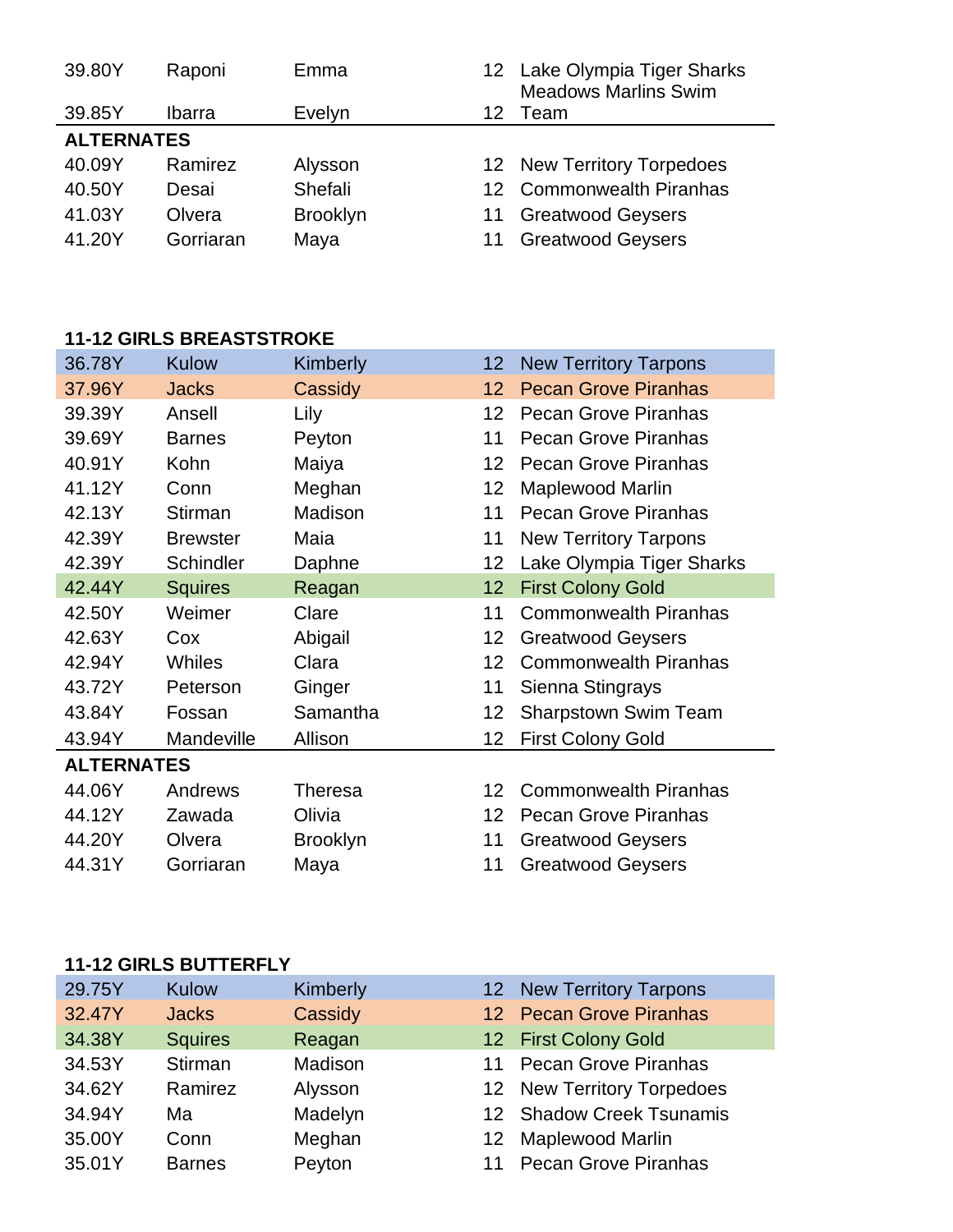| | | | | |
|---|---|---|---|---|
| 39.80Y | Raponi | Emma | 12 | Lake Olympia Tiger Sharks |
| 39.85Y | Ibarra | Evelyn | 12 | Meadows Marlins Swim Team |

**ALTERNATES**

| | | | | |
|---|---|---|---|---|
| 40.09Y | Ramirez | Alysson | 12 | New Territory Torpedoes |
| 40.50Y | Desai | Shefali | 12 | Commonwealth Piranhas |
| 41.03Y | Olvera | Brooklyn | 11 | Greatwood Geysers |
| 41.20Y | Gorriaran | Maya | 11 | Greatwood Geysers |

**11-12 GIRLS BREASTSTROKE**

| | | | | |
|---|---|---|---|---|
| 36.78Y | Kulow | Kimberly | 12 | New Territory Tarpons |
| 37.96Y | Jacks | Cassidy | 12 | Pecan Grove Piranhas |
| 39.39Y | Ansell | Lily | 12 | Pecan Grove Piranhas |
| 39.69Y | Barnes | Peyton | 11 | Pecan Grove Piranhas |
| 40.91Y | Kohn | Maiya | 12 | Pecan Grove Piranhas |
| 41.12Y | Conn | Meghan | 12 | Maplewood Marlin |
| 42.13Y | Stirman | Madison | 11 | Pecan Grove Piranhas |
| 42.39Y | Brewster | Maia | 11 | New Territory Tarpons |
| 42.39Y | Schindler | Daphne | 12 | Lake Olympia Tiger Sharks |
| 42.44Y | Squires | Reagan | 12 | First Colony Gold |
| 42.50Y | Weimer | Clare | 11 | Commonwealth Piranhas |
| 42.63Y | Cox | Abigail | 12 | Greatwood Geysers |
| 42.94Y | Whiles | Clara | 12 | Commonwealth Piranhas |
| 43.72Y | Peterson | Ginger | 11 | Sienna Stingrays |
| 43.84Y | Fossan | Samantha | 12 | Sharpstown Swim Team |
| 43.94Y | Mandeville | Allison | 12 | First Colony Gold |

**ALTERNATES**

| | | | | |
|---|---|---|---|---|
| 44.06Y | Andrews | Theresa | 12 | Commonwealth Piranhas |
| 44.12Y | Zawada | Olivia | 12 | Pecan Grove Piranhas |
| 44.20Y | Olvera | Brooklyn | 11 | Greatwood Geysers |
| 44.31Y | Gorriaran | Maya | 11 | Greatwood Geysers |

**11-12 GIRLS BUTTERFLY**

| | | | | |
|---|---|---|---|---|
| 29.75Y | Kulow | Kimberly | 12 | New Territory Tarpons |
| 32.47Y | Jacks | Cassidy | 12 | Pecan Grove Piranhas |
| 34.38Y | Squires | Reagan | 12 | First Colony Gold |
| 34.53Y | Stirman | Madison | 11 | Pecan Grove Piranhas |
| 34.62Y | Ramirez | Alysson | 12 | New Territory Torpedoes |
| 34.94Y | Ma | Madelyn | 12 | Shadow Creek Tsunamis |
| 35.00Y | Conn | Meghan | 12 | Maplewood Marlin |
| 35.01Y | Barnes | Peyton | 11 | Pecan Grove Piranhas |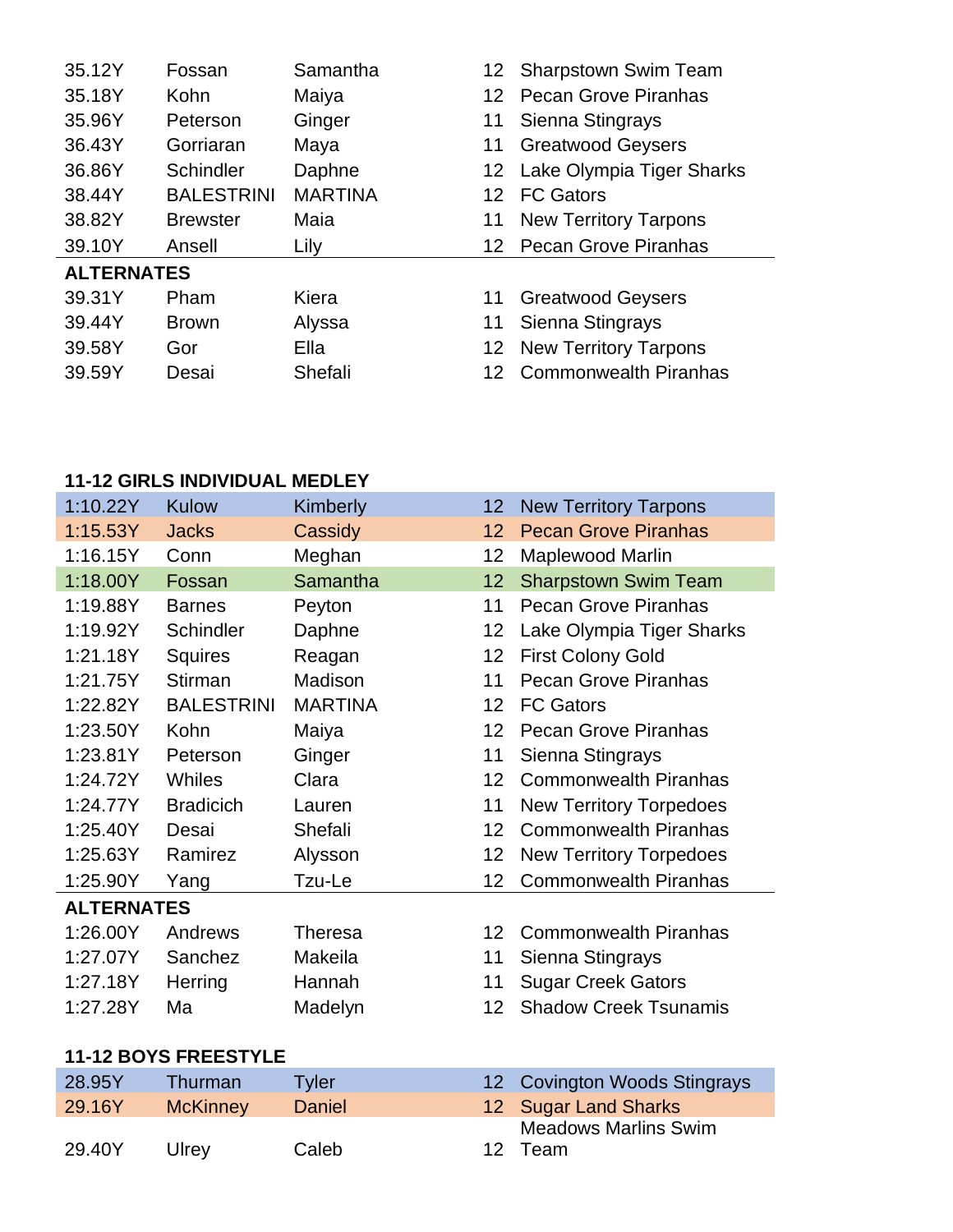| | | | | |
|---|---|---|---|---|
| 35.12Y | Fossan | Samantha | 12 | Sharpstown Swim Team |
| 35.18Y | Kohn | Maiya | 12 | Pecan Grove Piranhas |
| 35.96Y | Peterson | Ginger | 11 | Sienna Stingrays |
| 36.43Y | Gorriaran | Maya | 11 | Greatwood Geysers |
| 36.86Y | Schindler | Daphne | 12 | Lake Olympia Tiger Sharks |
| 38.44Y | BALESTRINI | MARTINA | 12 | FC Gators |
| 38.82Y | Brewster | Maia | 11 | New Territory Tarpons |
| 39.10Y | Ansell | Lily | 12 | Pecan Grove Piranhas |
| **ALTERNATES** | | | | |
| 39.31Y | Pham | Kiera | 11 | Greatwood Geysers |
| 39.44Y | Brown | Alyssa | 11 | Sienna Stingrays |
| 39.58Y | Gor | Ella | 12 | New Territory Tarpons |
| 39.59Y | Desai | Shefali | 12 | Commonwealth Piranhas |

**11-12 GIRLS INDIVIDUAL MEDLEY**

| | | | | |
|---|---|---|---|---|
| 1:10.22Y | Kulow | Kimberly | 12 | New Territory Tarpons |
| 1:15.53Y | Jacks | Cassidy | 12 | Pecan Grove Piranhas |
| 1:16.15Y | Conn | Meghan | 12 | Maplewood Marlin |
| 1:18.00Y | Fossan | Samantha | 12 | Sharpstown Swim Team |
| 1:19.88Y | Barnes | Peyton | 11 | Pecan Grove Piranhas |
| 1:19.92Y | Schindler | Daphne | 12 | Lake Olympia Tiger Sharks |
| 1:21.18Y | Squires | Reagan | 12 | First Colony Gold |
| 1:21.75Y | Stirman | Madison | 11 | Pecan Grove Piranhas |
| 1:22.82Y | BALESTRINI | MARTINA | 12 | FC Gators |
| 1:23.50Y | Kohn | Maiya | 12 | Pecan Grove Piranhas |
| 1:23.81Y | Peterson | Ginger | 11 | Sienna Stingrays |
| 1:24.72Y | Whiles | Clara | 12 | Commonwealth Piranhas |
| 1:24.77Y | Bradicich | Lauren | 11 | New Territory Torpedoes |
| 1:25.40Y | Desai | Shefali | 12 | Commonwealth Piranhas |
| 1:25.63Y | Ramirez | Alysson | 12 | New Territory Torpedoes |
| 1:25.90Y | Yang | Tzu-Le | 12 | Commonwealth Piranhas |
| **ALTERNATES** | | | | |
| 1:26.00Y | Andrews | Theresa | 12 | Commonwealth Piranhas |
| 1:27.07Y | Sanchez | Makeila | 11 | Sienna Stingrays |
| 1:27.18Y | Herring | Hannah | 11 | Sugar Creek Gators |
| 1:27.28Y | Ma | Madelyn | 12 | Shadow Creek Tsunamis |

**11-12 BOYS FREESTYLE**

| | | | | |
|---|---|---|---|---|
| 28.95Y | Thurman | Tyler | 12 | Covington Woods Stingrays |
| 29.16Y | McKinney | Daniel | 12 | Sugar Land Sharks |
| 29.40Y | Ulrey | Caleb | 12 | Meadows Marlins Swim Team |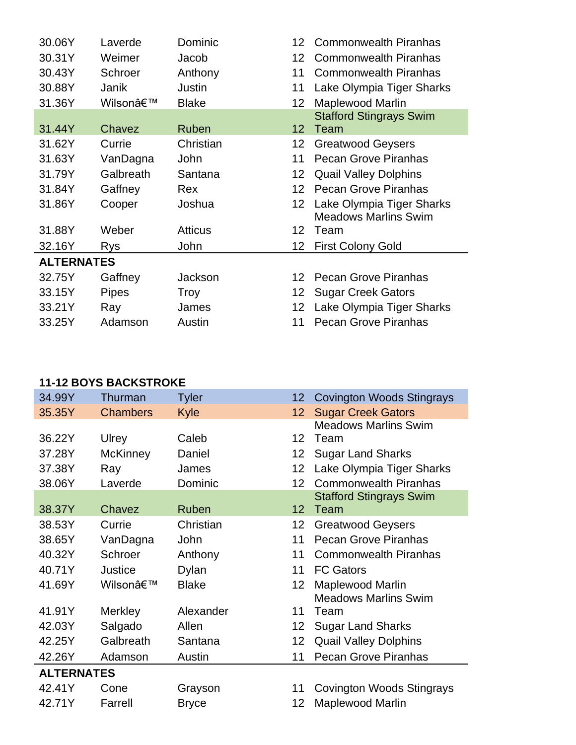| | | | | |
|---|---|---|---|---|
| 30.06Y | Laverde | Dominic | 12 | Commonwealth Piranhas |
| 30.31Y | Weimer | Jacob | 12 | Commonwealth Piranhas |
| 30.43Y | Schroer | Anthony | 11 | Commonwealth Piranhas |
| 30.88Y | Janik | Justin | 11 | Lake Olympia Tiger Sharks |
| 31.36Y | Wilsonâ€™ | Blake | 12 | Maplewood Marlin |
| 31.44Y | Chavez | Ruben | 12 | Stafford Stingrays Swim Team |
| 31.62Y | Currie | Christian | 12 | Greatwood Geysers |
| 31.63Y | VanDagna | John | 11 | Pecan Grove Piranhas |
| 31.79Y | Galbreath | Santana | 12 | Quail Valley Dolphins |
| 31.84Y | Gaffney | Rex | 12 | Pecan Grove Piranhas |
| 31.86Y | Cooper | Joshua | 12 | Lake Olympia Tiger Sharks |
| 31.88Y | Weber | Atticus | 12 | Meadows Marlins Swim Team |
| 32.16Y | Rys | John | 12 | First Colony Gold |
| **ALTERNATES** | | | | |
| 32.75Y | Gaffney | Jackson | 12 | Pecan Grove Piranhas |
| 33.15Y | Pipes | Troy | 12 | Sugar Creek Gators |
| 33.21Y | Ray | James | 12 | Lake Olympia Tiger Sharks |
| 33.25Y | Adamson | Austin | 11 | Pecan Grove Piranhas |

**11-12 BOYS BACKSTROKE**

| | | | | |
|---|---|---|---|---|
| 34.99Y | Thurman | Tyler | 12 | Covington Woods Stingrays |
| 35.35Y | Chambers | Kyle | 12 | Sugar Creek Gators |
| 36.22Y | Ulrey | Caleb | 12 | Meadows Marlins Swim Team |
| 37.28Y | McKinney | Daniel | 12 | Sugar Land Sharks |
| 37.38Y | Ray | James | 12 | Lake Olympia Tiger Sharks |
| 38.06Y | Laverde | Dominic | 12 | Commonwealth Piranhas |
| 38.37Y | Chavez | Ruben | 12 | Stafford Stingrays Swim Team |
| 38.53Y | Currie | Christian | 12 | Greatwood Geysers |
| 38.65Y | VanDagna | John | 11 | Pecan Grove Piranhas |
| 40.32Y | Schroer | Anthony | 11 | Commonwealth Piranhas |
| 40.71Y | Justice | Dylan | 11 | FC Gators |
| 41.69Y | Wilsonâ€™ | Blake | 12 | Maplewood Marlin |
| 41.91Y | Merkley | Alexander | 11 | Meadows Marlins Swim Team |
| 42.03Y | Salgado | Allen | 12 | Sugar Land Sharks |
| 42.25Y | Galbreath | Santana | 12 | Quail Valley Dolphins |
| 42.26Y | Adamson | Austin | 11 | Pecan Grove Piranhas |
| **ALTERNATES** | | | | |
| 42.41Y | Cone | Grayson | 11 | Covington Woods Stingrays |
| 42.71Y | Farrell | Bryce | 12 | Maplewood Marlin |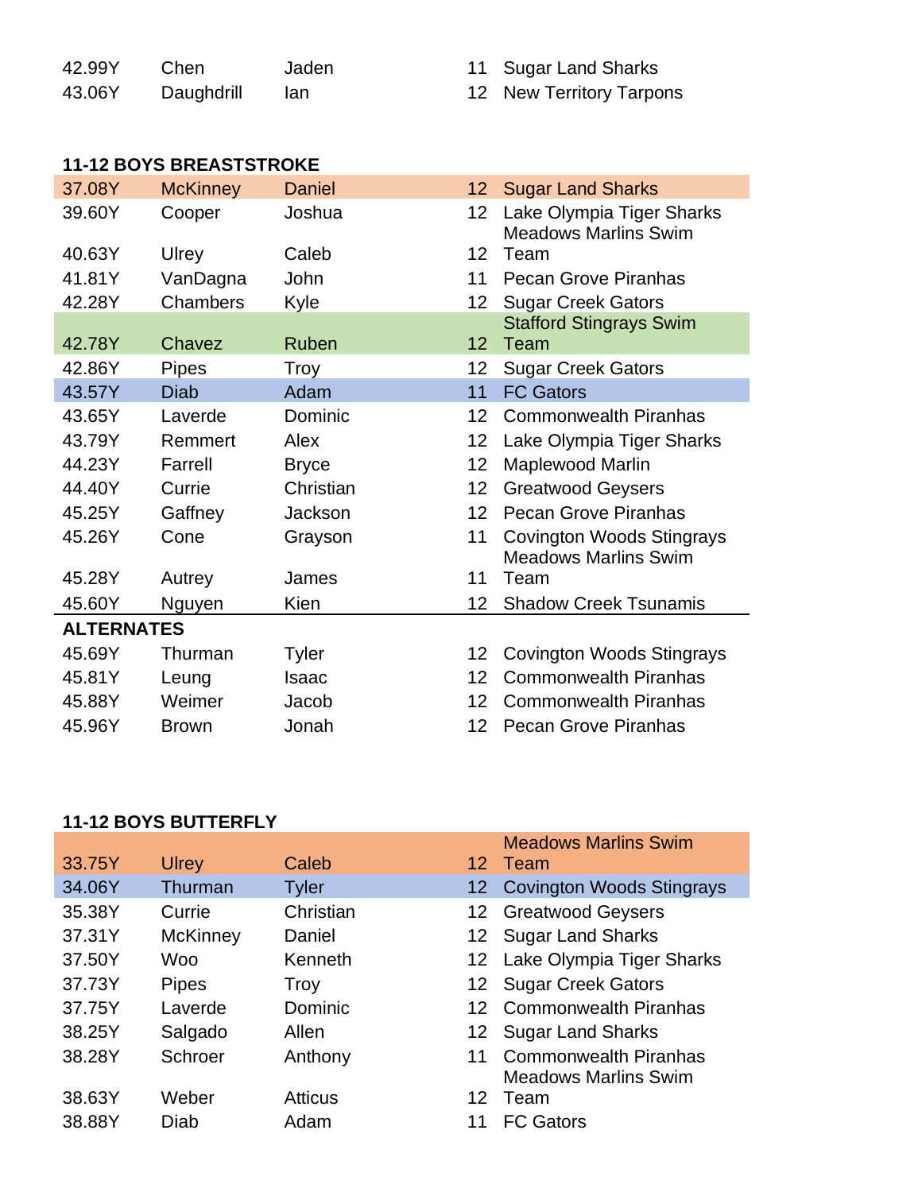| | | | | |
|---|---|---|---|---|
| 42.99Y | Chen | Jaden | 11 | Sugar Land Sharks |
| 43.06Y | Daughdrill | Ian | 12 | New Territory Tarpons |

**11-12 BOYS BREASTSTROKE**

| | | | | |
|---|---|---|---|---|
| 37.08Y | McKinney | Daniel | 12 | Sugar Land Sharks |
| 39.60Y | Cooper | Joshua | 12 | Lake Olympia Tiger Sharks |
| 40.63Y | Ulrey | Caleb | 12 | Meadows Marlins Swim Team |
| 41.81Y | VanDagna | John | 11 | Pecan Grove Piranhas |
| 42.28Y | Chambers | Kyle | 12 | Sugar Creek Gators |
| 42.78Y | Chavez | Ruben | 12 | Stafford Stingrays Swim Team |
| 42.86Y | Pipes | Troy | 12 | Sugar Creek Gators |
| 43.57Y | Diab | Adam | 11 | FC Gators |
| 43.65Y | Laverde | Dominic | 12 | Commonwealth Piranhas |
| 43.79Y | Remmert | Alex | 12 | Lake Olympia Tiger Sharks |
| 44.23Y | Farrell | Bryce | 12 | Maplewood Marlin |
| 44.40Y | Currie | Christian | 12 | Greatwood Geysers |
| 45.25Y | Gaffney | Jackson | 12 | Pecan Grove Piranhas |
| 45.26Y | Cone | Grayson | 11 | Covington Woods Stingrays |
| 45.28Y | Autrey | James | 11 | Meadows Marlins Swim Team |
| 45.60Y | Nguyen | Kien | 12 | Shadow Creek Tsunamis |

**ALTERNATES**

| | | | | |
|---|---|---|---|---|
| 45.69Y | Thurman | Tyler | 12 | Covington Woods Stingrays |
| 45.81Y | Leung | Isaac | 12 | Commonwealth Piranhas |
| 45.88Y | Weimer | Jacob | 12 | Commonwealth Piranhas |
| 45.96Y | Brown | Jonah | 12 | Pecan Grove Piranhas |

**11-12 BOYS BUTTERFLY**

| | | | | |
|---|---|---|---|---|
| 33.75Y | Ulrey | Caleb | 12 | Meadows Marlins Swim Team |
| 34.06Y | Thurman | Tyler | 12 | Covington Woods Stingrays |
| 35.38Y | Currie | Christian | 12 | Greatwood Geysers |
| 37.31Y | McKinney | Daniel | 12 | Sugar Land Sharks |
| 37.50Y | Woo | Kenneth | 12 | Lake Olympia Tiger Sharks |
| 37.73Y | Pipes | Troy | 12 | Sugar Creek Gators |
| 37.75Y | Laverde | Dominic | 12 | Commonwealth Piranhas |
| 38.25Y | Salgado | Allen | 12 | Sugar Land Sharks |
| 38.28Y | Schroer | Anthony | 11 | Commonwealth Piranhas |
| 38.63Y | Weber | Atticus | 12 | Meadows Marlins Swim Team |
| 38.88Y | Diab | Adam | 11 | FC Gators |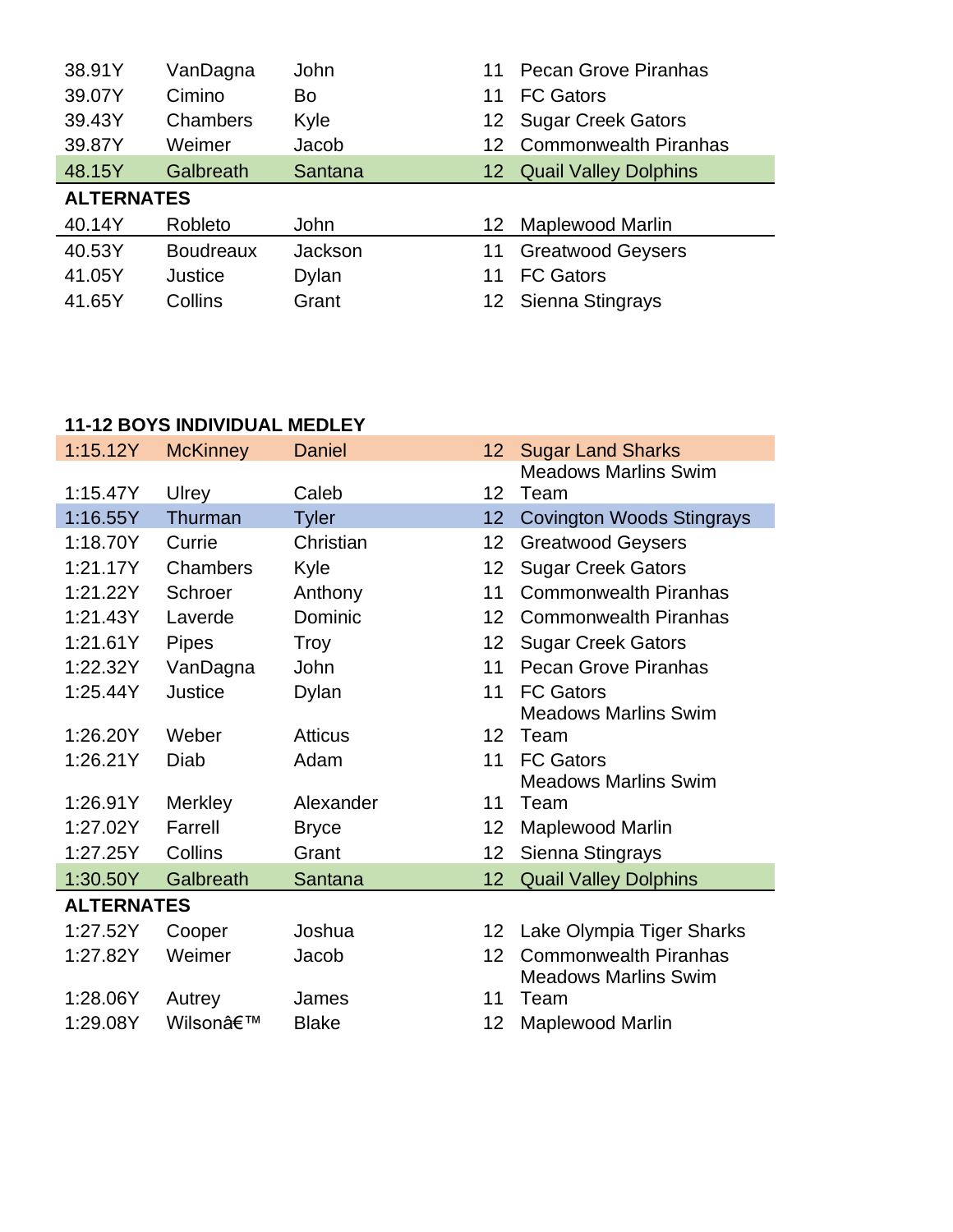| | | | | |
|---|---|---|---|---|
| 38.91Y | VanDagna | John | 11 | Pecan Grove Piranhas |
| 39.07Y | Cimino | Bo | 11 | FC Gators |
| 39.43Y | Chambers | Kyle | 12 | Sugar Creek Gators |
| 39.87Y | Weimer | Jacob | 12 | Commonwealth Piranhas |
| 48.15Y | Galbreath | Santana | 12 | Quail Valley Dolphins |

**ALTERNATES**

| | | | | |
|---|---|---|---|---|
| 40.14Y | Robleto | John | 12 | Maplewood Marlin |
| 40.53Y | Boudreaux | Jackson | 11 | Greatwood Geysers |
| 41.05Y | Justice | Dylan | 11 | FC Gators |
| 41.65Y | Collins | Grant | 12 | Sienna Stingrays |

**11-12 BOYS INDIVIDUAL MEDLEY**

| | | | | |
|---|---|---|---|---|
| 1:15.12Y | McKinney | Daniel | 12 | Sugar Land Sharks |
| 1:15.47Y | Ulrey | Caleb | 12 | Meadows Marlins Swim Team |
| 1:16.55Y | Thurman | Tyler | 12 | Covington Woods Stingrays |
| 1:18.70Y | Currie | Christian | 12 | Greatwood Geysers |
| 1:21.17Y | Chambers | Kyle | 12 | Sugar Creek Gators |
| 1:21.22Y | Schroer | Anthony | 11 | Commonwealth Piranhas |
| 1:21.43Y | Laverde | Dominic | 12 | Commonwealth Piranhas |
| 1:21.61Y | Pipes | Troy | 12 | Sugar Creek Gators |
| 1:22.32Y | VanDagna | John | 11 | Pecan Grove Piranhas |
| 1:25.44Y | Justice | Dylan | 11 | FC Gators |
| 1:26.20Y | Weber | Atticus | 12 | Meadows Marlins Swim Team |
| 1:26.21Y | Diab | Adam | 11 | FC Gators |
| 1:26.91Y | Merkley | Alexander | 11 | Meadows Marlins Swim Team |
| 1:27.02Y | Farrell | Bryce | 12 | Maplewood Marlin |
| 1:27.25Y | Collins | Grant | 12 | Sienna Stingrays |
| 1:30.50Y | Galbreath | Santana | 12 | Quail Valley Dolphins |

**ALTERNATES**

| | | | | |
|---|---|---|---|---|
| 1:27.52Y | Cooper | Joshua | 12 | Lake Olympia Tiger Sharks |
| 1:27.82Y | Weimer | Jacob | 12 | Commonwealth Piranhas |
| 1:28.06Y | Autrey | James | 11 | Meadows Marlins Swim Team |
| 1:29.08Y | Wilsonâ€™ | Blake | 12 | Maplewood Marlin |